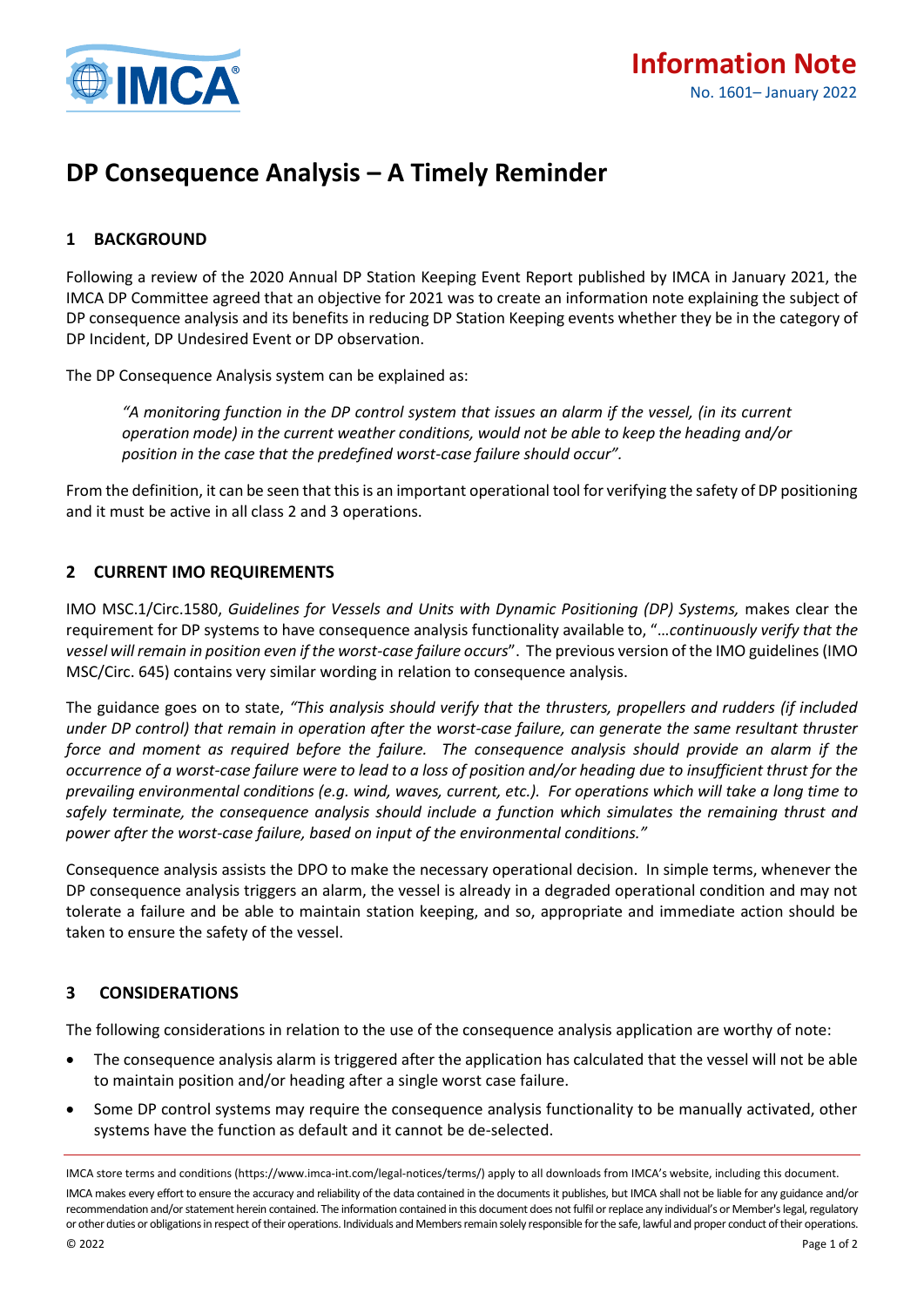# Information Note

No. 1601– January 2022

# DP Consequence Analysis – A Timely Reminder

## 1 BACKGROUND

Following a review of the 2020 Annual DP Station Keeping Event Report published by IMCA in January 2021, the IMCA DP Committee agreed that an objective for 2021 was to create an information note explaining the subject of DP consequence analysis and its benefits in reducing DP Station Keeping events whether they be in the category of DP Incident, DP Undesired Event or DP observation.

The DP Consequence Analysis system can be explained as:

> *"A monitoring function in the DP control system that issues an alarm if the vessel, (in its current operation mode) in the current weather conditions, would not be able to keep the heading and/or position in the case that the predefined worst-case failure should occur".*

From the definition, it can be seen that this is an important operational tool for verifying the safety of DP positioning and it must be active in all class 2 and 3 operations.

## 2 CURRENT IMO REQUIREMENTS

IMO MSC.1/Circ.1580, *Guidelines for Vessels and Units with Dynamic Positioning (DP) Systems,* makes clear the requirement for DP systems to have consequence analysis functionality available to, "…*continuously verify that the vessel will remain in position even if the worst-case failure occurs*". The previous version of the IMO guidelines (IMO MSC/Circ. 645) contains very similar wording in relation to consequence analysis.

The guidance goes on to state, *"This analysis should verify that the thrusters, propellers and rudders (if included under DP control) that remain in operation after the worst-case failure, can generate the same resultant thruster force and moment as required before the failure. The consequence analysis should provide an alarm if the occurrence of a worst-case failure were to lead to a loss of position and/or heading due to insufficient thrust for the prevailing environmental conditions (e.g. wind, waves, current, etc.). For operations which will take a long time to safely terminate, the consequence analysis should include a function which simulates the remaining thrust and power after the worst-case failure, based on input of the environmental conditions."*

Consequence analysis assists the DPO to make the necessary operational decision. In simple terms, whenever the DP consequence analysis triggers an alarm, the vessel is already in a degraded operational condition and may not tolerate a failure and be able to maintain station keeping, and so, appropriate and immediate action should be taken to ensure the safety of the vessel.

## 3 CONSIDERATIONS

The following considerations in relation to the use of the consequence analysis application are worthy of note:

- The consequence analysis alarm is triggered after the application has calculated that the vessel will not be able to maintain position and/or heading after a single worst case failure.
- Some DP control systems may require the consequence analysis functionality to be manually activated, other systems have the function as default and it cannot be de-selected.

IMCA store terms and conditions (https://www.imca-int.com/legal-notices/terms/) apply to all downloads from IMCA's website, including this document.

IMCA makes every effort to ensure the accuracy and reliability of the data contained in the documents it publishes, but IMCA shall not be liable for any guidance and/or recommendation and/or statement herein contained. The information contained in this document does not fulfil or replace any individual's or Member's legal, regulatory or other duties or obligations in respect of their operations. Individuals and Members remain solely responsible for the safe, lawful and proper conduct of their operations.

© 2022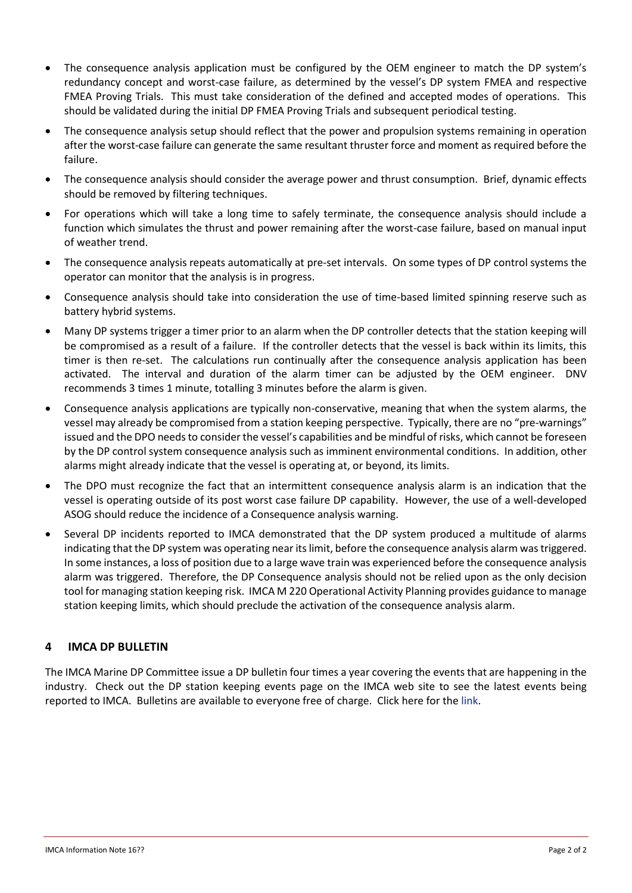- The consequence analysis application must be configured by the OEM engineer to match the DP system's redundancy concept and worst-case failure, as determined by the vessel's DP system FMEA and respective FMEA Proving Trials. This must take consideration of the defined and accepted modes of operations. This should be validated during the initial DP FMEA Proving Trials and subsequent periodical testing.
- The consequence analysis setup should reflect that the power and propulsion systems remaining in operation after the worst-case failure can generate the same resultant thruster force and moment as required before the failure.
- The consequence analysis should consider the average power and thrust consumption. Brief, dynamic effects should be removed by filtering techniques.
- For operations which will take a long time to safely terminate, the consequence analysis should include a function which simulates the thrust and power remaining after the worst-case failure, based on manual input of weather trend.
- The consequence analysis repeats automatically at pre-set intervals. On some types of DP control systems the operator can monitor that the analysis is in progress.
- Consequence analysis should take into consideration the use of time-based limited spinning reserve such as battery hybrid systems.
- Many DP systems trigger a timer prior to an alarm when the DP controller detects that the station keeping will be compromised as a result of a failure. If the controller detects that the vessel is back within its limits, this timer is then re-set. The calculations run continually after the consequence analysis application has been activated. The interval and duration of the alarm timer can be adjusted by the OEM engineer. DNV recommends 3 times 1 minute, totalling 3 minutes before the alarm is given.
- Consequence analysis applications are typically non-conservative, meaning that when the system alarms, the vessel may already be compromised from a station keeping perspective. Typically, there are no "pre-warnings" issued and the DPO needs to consider the vessel's capabilities and be mindful of risks, which cannot be foreseen by the DP control system consequence analysis such as imminent environmental conditions. In addition, other alarms might already indicate that the vessel is operating at, or beyond, its limits.
- The DPO must recognize the fact that an intermittent consequence analysis alarm is an indication that the vessel is operating outside of its post worst case failure DP capability. However, the use of a well-developed ASOG should reduce the incidence of a Consequence analysis warning.
- Several DP incidents reported to IMCA demonstrated that the DP system produced a multitude of alarms indicating that the DP system was operating near its limit, before the consequence analysis alarm was triggered. In some instances, a loss of position due to a large wave train was experienced before the consequence analysis alarm was triggered. Therefore, the DP Consequence analysis should not be relied upon as the only decision tool for managing station keeping risk. IMCA M 220 Operational Activity Planning provides guidance to manage station keeping limits, which should preclude the activation of the consequence analysis alarm.

## 4 IMCA DP BULLETIN

The IMCA Marine DP Committee issue a DP bulletin four times a year covering the events that are happening in the industry. Check out the DP station keeping events page on the IMCA web site to see the latest events being reported to IMCA. Bulletins are available to everyone free of charge. Click here for the link.